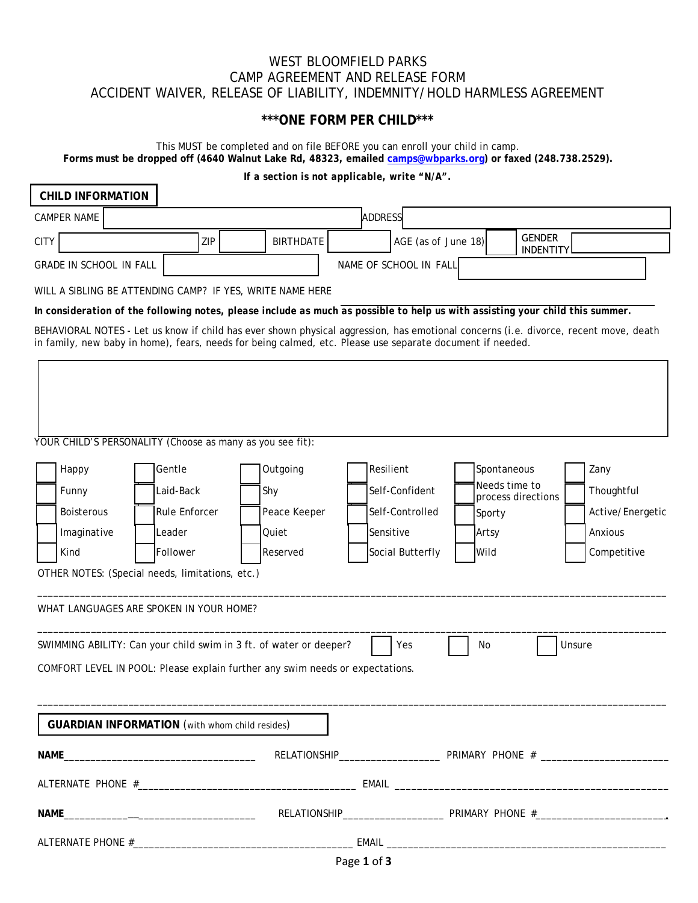# WEST BLOOMFIELD PARKS
# CAMP AGREEMENT AND RELEASE FORM
# ACCIDENT WAIVER, RELEASE OF LIABILITY, INDEMNITY/HOLD HARMLESS AGREEMENT

## ***ONE FORM PER CHILD***

This MUST be completed and on file BEFORE you can enroll your child in camp.
**Forms must be dropped off (4640 Walnut Lake Rd, 48323, emailed camps@wbparks.org) or faxed (248.738.2529).**

***If a section is not applicable, write "N/A".***

### CHILD INFORMATION

CAMPER NAME ______________________ ADDRESS ______________________

CITY ______________ ZIP ________ BIRTHDATE ________ AGE (as of June 18) ____ GENDER INDENTITY ________

GRADE IN SCHOOL IN FALL ______________ NAME OF SCHOOL IN FALL ______________

WILL A SIBLING BE ATTENDING CAMP? IF YES, WRITE NAME HERE ______________________

***In consideration of the following notes, please include as much as possible to help us with assisting your child this summer.***

BEHAVIORAL NOTES - Let us know if child has ever shown physical aggression, has emotional concerns (i.e. divorce, recent move, death in family, new baby in home), fears, needs for being calmed, etc. Please use separate document if needed.

YOUR CHILD'S PERSONALITY (Choose as many as you see fit):

| | | | | | |
|---|---|---|---|---|---|
| ☐ Happy | ☐ Gentle | ☐ Outgoing | ☐ Resilient | ☐ Spontaneous | ☐ Zany |
| ☐ Funny | ☐ Laid-Back | ☐ Shy | ☐ Self-Confident | ☐ Needs time to process directions | ☐ Thoughtful |
| ☐ Boisterous | ☐ Rule Enforcer | ☐ Peace Keeper | ☐ Self-Controlled | ☐ Sporty | ☐ Active/Energetic |
| ☐ Imaginative | ☐ Leader | ☐ Quiet | ☐ Sensitive | ☐ Artsy | ☐ Anxious |
| ☐ Kind | ☐ Follower | ☐ Reserved | ☐ Social Butterfly | ☐ Wild | ☐ Competitive |

OTHER NOTES: (Special needs, limitations, etc.)

______________________________________________________________________________

WHAT LANGUAGES ARE SPOKEN IN YOUR HOME?

______________________________________________________________________________

SWIMMING ABILITY: Can your child swim in 3 ft. of water or deeper? ☐ Yes ☐ No ☐ Unsure

COMFORT LEVEL IN POOL: Please explain further any swim needs or expectations.

______________________________________________________________________________

### GUARDIAN INFORMATION (with whom child resides)

**NAME** ______________________ RELATIONSHIP ____________ PRIMARY PHONE # ______________

ALTERNATE PHONE # ______________________ EMAIL ______________________

**NAME** ______________________ RELATIONSHIP ____________ PRIMARY PHONE # ______________

ALTERNATE PHONE # ______________________ EMAIL ______________________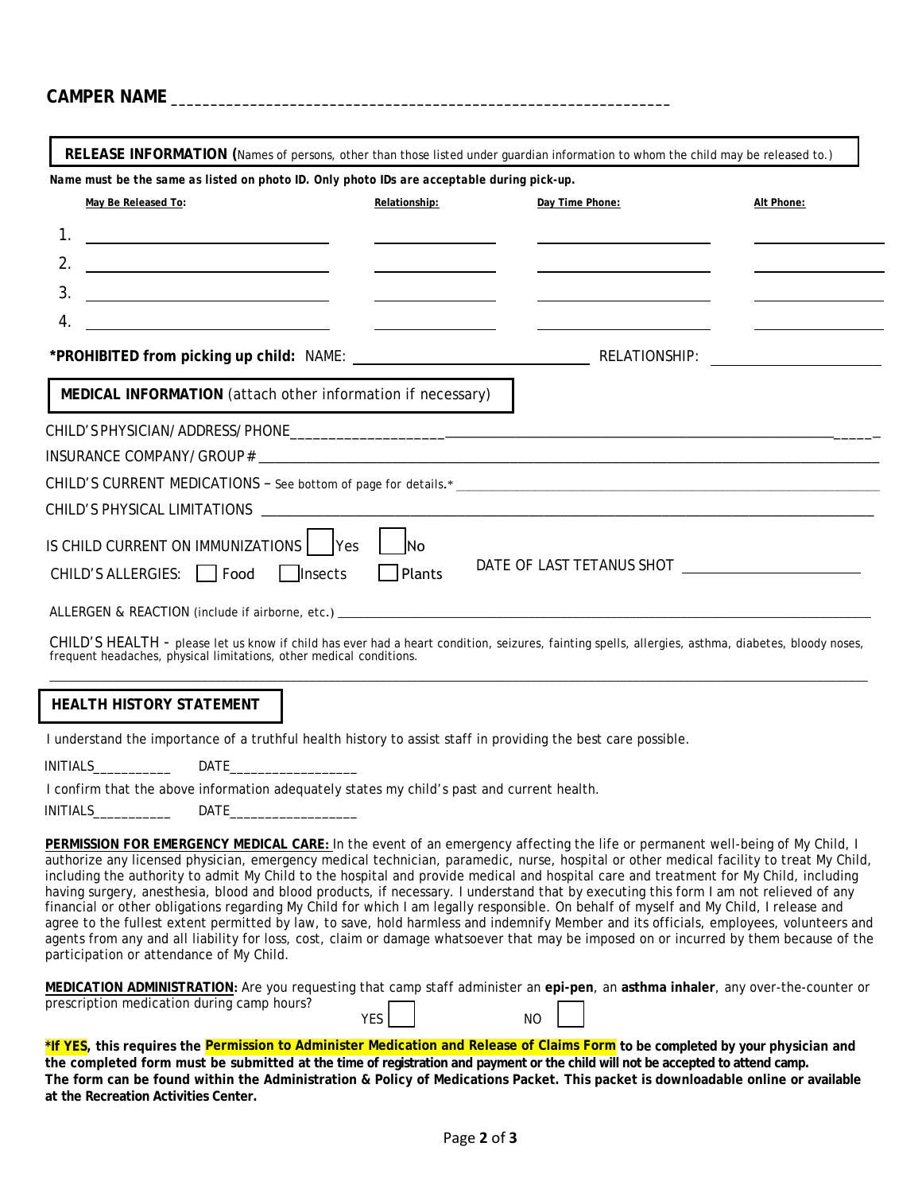**CAMPER NAME** _______________________________________________________________

**RELEASE INFORMATION (**Names of persons, other than those listed under guardian information to whom the child may be released to.)

***Name must be the same as listed on photo ID. Only photo IDs are acceptable during pick-up.***

| May Be Released To: | Relationship: | Day Time Phone: | Alt Phone: |
|---|---|---|---|
| 1. | | | |
| 2. | | | |
| 3. | | | |
| 4. | | | |

***PROHIBITED from picking up child:** NAME: ______________________ RELATIONSHIP: ______________

**MEDICAL INFORMATION** (attach other information if necessary)

CHILD'S PHYSICIAN/ADDRESS/PHONE____________________________________________________________

INSURANCE COMPANY/GROUP # ____________________________________________________________

CHILD'S CURRENT MEDICATIONS – See bottom of page for details.* ____________________________________________

CHILD'S PHYSICAL LIMITATIONS ____________________________________________________________

IS CHILD CURRENT ON IMMUNIZATIONS ☐ Yes ☐ No

CHILD'S ALLERGIES: ☐ Food ☐ Insects ☐ Plants     DATE OF LAST TETANUS SHOT ______________

ALLERGEN & REACTION (include if airborne, etc.) ____________________________________________________________

CHILD'S HEALTH - please let us know if child has ever had a heart condition, seizures, fainting spells, allergies, asthma, diabetes, bloody noses, frequent headaches, physical limitations, other medical conditions.

____________________________________________________________

**HEALTH HISTORY STATEMENT**

I understand the importance of a truthful health history to assist staff in providing the best care possible.

INITIALS__________ DATE_________________

I confirm that the above information adequately states my child's past and current health.

INITIALS__________ DATE_________________

**PERMISSION FOR EMERGENCY MEDICAL CARE:** In the event of an emergency affecting the life or permanent well-being of My Child, I authorize any licensed physician, emergency medical technician, paramedic, nurse, hospital or other medical facility to treat My Child, including the authority to admit My Child to the hospital and provide medical and hospital care and treatment for My Child, including having surgery, anesthesia, blood and blood products, if necessary. I understand that by executing this form I am not relieved of any financial or other obligations regarding My Child for which I am legally responsible. On behalf of myself and My Child, I release and agree to the fullest extent permitted by law, to save, hold harmless and indemnify Member and its officials, employees, volunteers and agents from any and all liability for loss, cost, claim or damage whatsoever that may be imposed on or incurred by them because of the participation or attendance of My Child.

**MEDICATION ADMINISTRATION:** Are you requesting that camp staff administer an **epi-pen**, an **asthma inhaler**, any over-the-counter or prescription medication during camp hours?

YES ☐     NO ☐

***If YES, this requires the Permission to Administer Medication and Release of Claims Form to be completed by your physician and the completed form must be submitted at the time of registration and payment or the child will not be accepted to attend camp. The form can be found within the Administration & Policy of Medications Packet. This packet is downloadable online or available at the Recreation Activities Center.**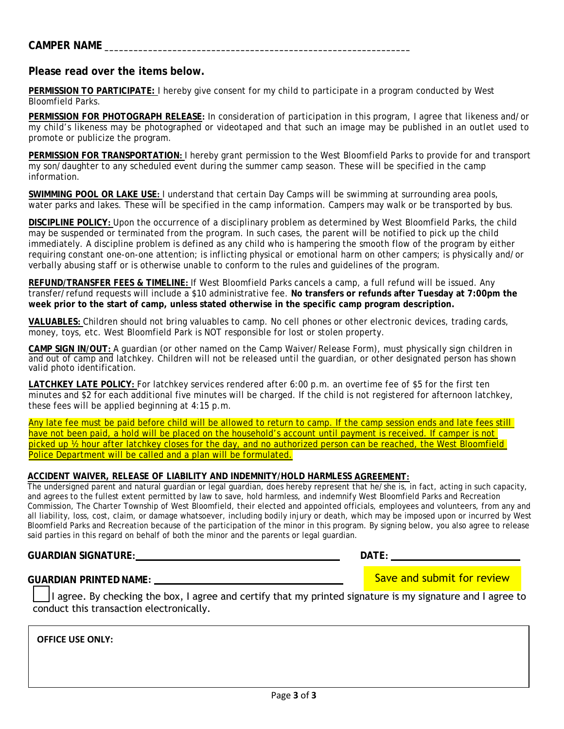**CAMPER NAME** _______________________________________________________________

**Please read over the items below.**

**PERMISSION TO PARTICIPATE:** I hereby give consent for my child to participate in a program conducted by West Bloomfield Parks.

**PERMISSION FOR PHOTOGRAPH RELEASE:** In consideration of participation in this program, I agree that likeness and/or my child's likeness may be photographed or videotaped and that such an image may be published in an outlet used to promote or publicize the program.

**PERMISSION FOR TRANSPORTATION:** I hereby grant permission to the West Bloomfield Parks to provide for and transport my son/daughter to any scheduled event during the summer camp season. These will be specified in the camp information.

**SWIMMING POOL OR LAKE USE:** I understand that certain Day Camps will be swimming at surrounding area pools, water parks and lakes. These will be specified in the camp information. Campers may walk or be transported by bus.

**DISCIPLINE POLICY:** Upon the occurrence of a disciplinary problem as determined by West Bloomfield Parks, the child may be suspended or terminated from the program. In such cases, the parent will be notified to pick up the child immediately. A discipline problem is defined as any child who is hampering the smooth flow of the program by either requiring constant one-on-one attention; is inflicting physical or emotional harm on other campers; is physically and/or verbally abusing staff or is otherwise unable to conform to the rules and guidelines of the program.

**REFUND/TRANSFER FEES & TIMELINE:** If West Bloomfield Parks cancels a camp, a full refund will be issued. Any transfer/refund requests will include a $10 administrative fee. **No transfers or refunds after Tuesday at 7:00pm the week prior to the start of camp, unless stated otherwise in the specific camp program description.**

**VALUABLES:** Children should not bring valuables to camp. No cell phones or other electronic devices, trading cards, money, toys, etc. West Bloomfield Park is NOT responsible for lost or stolen property.

**CAMP SIGN IN/OUT:** A guardian (or other named on the Camp Waiver/Release Form), must physically sign children in and out of camp and latchkey. Children will not be released until the guardian, or other designated person has shown valid photo identification.

**LATCHKEY LATE POLICY:** For latchkey services rendered after 6:00 p.m. an overtime fee of $5 for the first ten minutes and $2 for each additional five minutes will be charged. If the child is not registered for afternoon latchkey, these fees will be applied beginning at 4:15 p.m.

Any late fee must be paid before child will be allowed to return to camp. If the camp session ends and late fees still have not been paid, a hold will be placed on the household's account until payment is received. If camper is not picked up ½ hour after latchkey closes for the day, and no authorized person can be reached, the West Bloomfield Police Department will be called and a plan will be formulated.

**ACCIDENT WAIVER, RELEASE OF LIABILITY AND INDEMNITY/HOLD HARMLESS AGREEMENT:**

The undersigned parent and natural guardian or legal guardian, does hereby represent that he/she is, in fact, acting in such capacity, and agrees to the fullest extent permitted by law to save, hold harmless, and indemnify West Bloomfield Parks and Recreation Commission, The Charter Township of West Bloomfield, their elected and appointed officials, employees and volunteers, from any and all liability, loss, cost, claim, or damage whatsoever, including bodily injury or death, which may be imposed upon or incurred by West Bloomfield Parks and Recreation because of the participation of the minor in this program. By signing below, you also agree to release said parties in this regard on behalf of both the minor and the parents or legal guardian.

**GUARDIAN SIGNATURE:** ______________________________ **DATE:** ____________________

**GUARDIAN PRINTED NAME:** ______________________________

Save and submit for review

☐ I agree. By checking the box, I agree and certify that my printed signature is my signature and I agree to conduct this transaction electronically.

**OFFICE USE ONLY:**